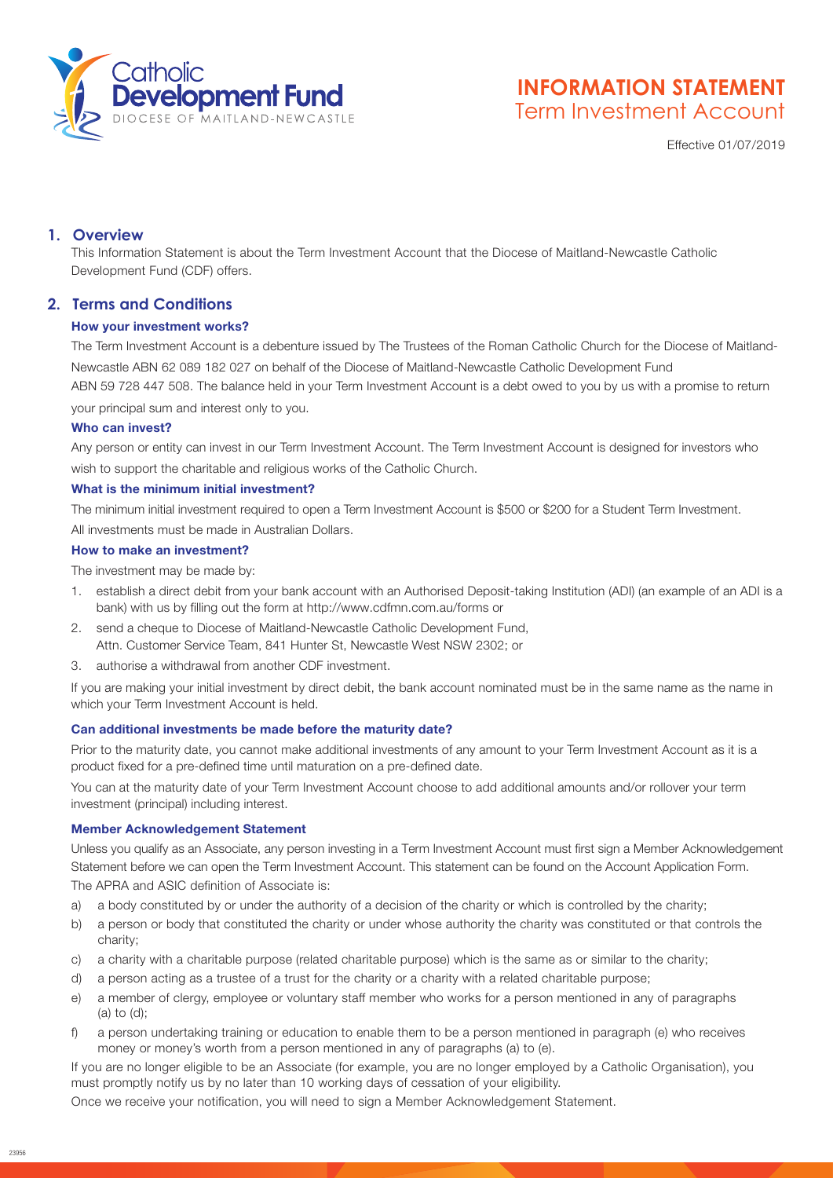# INFORMATION STATEMENT
## Term Investment Account

Effective 01/07/2019

## 1. Overview

This Information Statement is about the Term Investment Account that the Diocese of Maitland-Newcastle Catholic Development Fund (CDF) offers.

## 2. Terms and Conditions

### How your investment works?

The Term Investment Account is a debenture issued by The Trustees of the Roman Catholic Church for the Diocese of Maitland-Newcastle ABN 62 089 182 027 on behalf of the Diocese of Maitland-Newcastle Catholic Development Fund ABN 59 728 447 508. The balance held in your Term Investment Account is a debt owed to you by us with a promise to return your principal sum and interest only to you.

### Who can invest?

Any person or entity can invest in our Term Investment Account. The Term Investment Account is designed for investors who wish to support the charitable and religious works of the Catholic Church.

### What is the minimum initial investment?

The minimum initial investment required to open a Term Investment Account is $500 or $200 for a Student Term Investment. All investments must be made in Australian Dollars.

### How to make an investment?

The investment may be made by:

1. establish a direct debit from your bank account with an Authorised Deposit-taking Institution (ADI) (an example of an ADI is a bank) with us by filling out the form at http://www.cdfmn.com.au/forms or
2. send a cheque to Diocese of Maitland-Newcastle Catholic Development Fund, Attn. Customer Service Team, 841 Hunter St, Newcastle West NSW 2302; or
3. authorise a withdrawal from another CDF investment.

If you are making your initial investment by direct debit, the bank account nominated must be in the same name as the name in which your Term Investment Account is held.

### Can additional investments be made before the maturity date?

Prior to the maturity date, you cannot make additional investments of any amount to your Term Investment Account as it is a product fixed for a pre-defined time until maturation on a pre-defined date.

You can at the maturity date of your Term Investment Account choose to add additional amounts and/or rollover your term investment (principal) including interest.

### Member Acknowledgement Statement

Unless you qualify as an Associate, any person investing in a Term Investment Account must first sign a Member Acknowledgement Statement before we can open the Term Investment Account. This statement can be found on the Account Application Form.

The APRA and ASIC definition of Associate is:

a) a body constituted by or under the authority of a decision of the charity or which is controlled by the charity;
b) a person or body that constituted the charity or under whose authority the charity was constituted or that controls the charity;
c) a charity with a charitable purpose (related charitable purpose) which is the same as or similar to the charity;
d) a person acting as a trustee of a trust for the charity or a charity with a related charitable purpose;
e) a member of clergy, employee or voluntary staff member who works for a person mentioned in any of paragraphs (a) to (d);
f) a person undertaking training or education to enable them to be a person mentioned in paragraph (e) who receives money or money's worth from a person mentioned in any of paragraphs (a) to (e).

If you are no longer eligible to be an Associate (for example, you are no longer employed by a Catholic Organisation), you must promptly notify us by no later than 10 working days of cessation of your eligibility.

Once we receive your notification, you will need to sign a Member Acknowledgement Statement.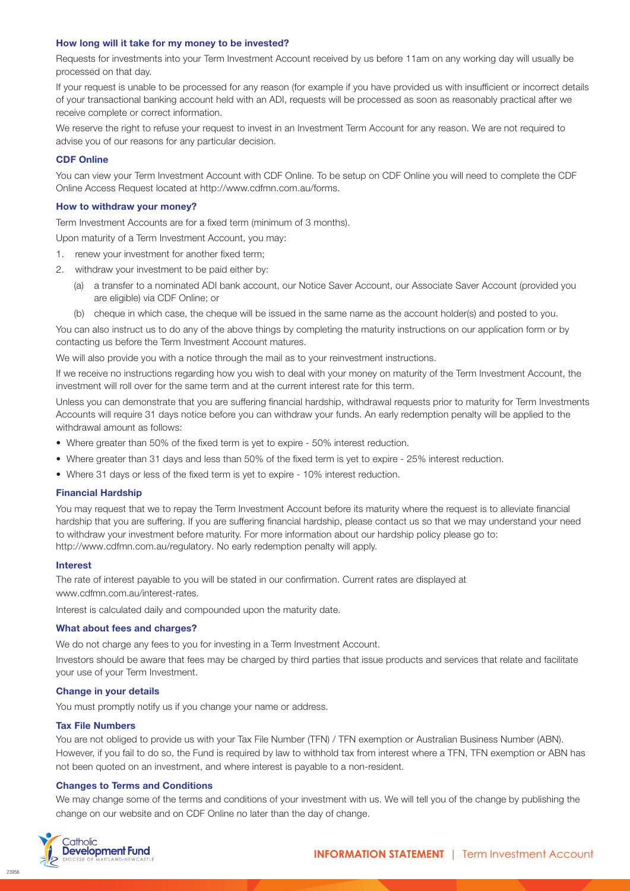### How long will it take for my money to be invested?

Requests for investments into your Term Investment Account received by us before 11am on any working day will usually be processed on that day.

If your request is unable to be processed for any reason (for example if you have provided us with insufficient or incorrect details of your transactional banking account held with an ADI, requests will be processed as soon as reasonably practical after we receive complete or correct information.

We reserve the right to refuse your request to invest in an Investment Term Account for any reason. We are not required to advise you of our reasons for any particular decision.

### CDF Online

You can view your Term Investment Account with CDF Online. To be setup on CDF Online you will need to complete the CDF Online Access Request located at http://www.cdfmn.com.au/forms.

### How to withdraw your money?

Term Investment Accounts are for a fixed term (minimum of 3 months).

Upon maturity of a Term Investment Account, you may:

1. renew your investment for another fixed term;
2. withdraw your investment to be paid either by:
   (a) a transfer to a nominated ADI bank account, our Notice Saver Account, our Associate Saver Account (provided you are eligible) via CDF Online; or
   (b) cheque in which case, the cheque will be issued in the same name as the account holder(s) and posted to you.

You can also instruct us to do any of the above things by completing the maturity instructions on our application form or by contacting us before the Term Investment Account matures.

We will also provide you with a notice through the mail as to your reinvestment instructions.

If we receive no instructions regarding how you wish to deal with your money on maturity of the Term Investment Account, the investment will roll over for the same term and at the current interest rate for this term.

Unless you can demonstrate that you are suffering financial hardship, withdrawal requests prior to maturity for Term Investments Accounts will require 31 days notice before you can withdraw your funds. An early redemption penalty will be applied to the withdrawal amount as follows:

- Where greater than 50% of the fixed term is yet to expire - 50% interest reduction.
- Where greater than 31 days and less than 50% of the fixed term is yet to expire - 25% interest reduction.
- Where 31 days or less of the fixed term is yet to expire - 10% interest reduction.

### Financial Hardship

You may request that we to repay the Term Investment Account before its maturity where the request is to alleviate financial hardship that you are suffering. If you are suffering financial hardship, please contact us so that we may understand your need to withdraw your investment before maturity. For more information about our hardship policy please go to: http://www.cdfmn.com.au/regulatory. No early redemption penalty will apply.

### Interest

The rate of interest payable to you will be stated in our confirmation. Current rates are displayed at www.cdfmn.com.au/interest-rates.

Interest is calculated daily and compounded upon the maturity date.

### What about fees and charges?

We do not charge any fees to you for investing in a Term Investment Account.

Investors should be aware that fees may be charged by third parties that issue products and services that relate and facilitate your use of your Term Investment.

### Change in your details

You must promptly notify us if you change your name or address.

### Tax File Numbers

You are not obliged to provide us with your Tax File Number (TFN) / TFN exemption or Australian Business Number (ABN). However, if you fail to do so, the Fund is required by law to withhold tax from interest where a TFN, TFN exemption or ABN has not been quoted on an investment, and where interest is payable to a non-resident.

### Changes to Terms and Conditions

We may change some of the terms and conditions of your investment with us. We will tell you of the change by publishing the change on our website and on CDF Online no later than the day of change.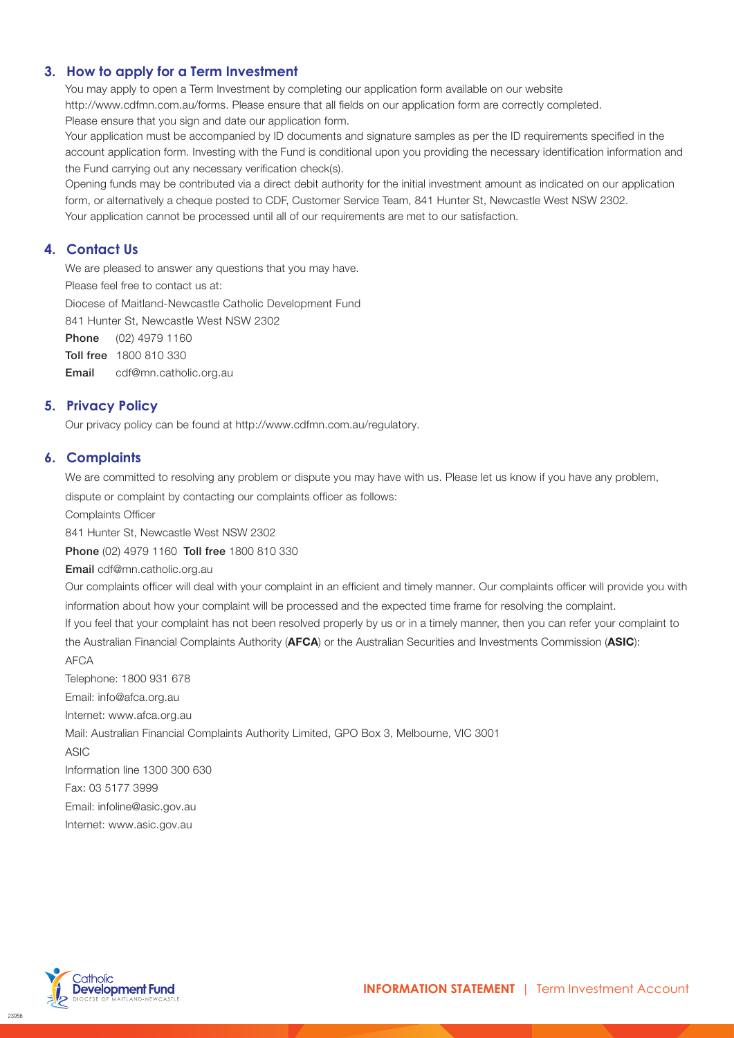## 3. How to apply for a Term Investment

You may apply to open a Term Investment by completing our application form available on our website http://www.cdfmn.com.au/forms. Please ensure that all fields on our application form are correctly completed. Please ensure that you sign and date our application form.

Your application must be accompanied by ID documents and signature samples as per the ID requirements specified in the account application form. Investing with the Fund is conditional upon you providing the necessary identification information and the Fund carrying out any necessary verification check(s).

Opening funds may be contributed via a direct debit authority for the initial investment amount as indicated on our application form, or alternatively a cheque posted to CDF, Customer Service Team, 841 Hunter St, Newcastle West NSW 2302.

Your application cannot be processed until all of our requirements are met to our satisfaction.

## 4. Contact Us

We are pleased to answer any questions that you may have.

Please feel free to contact us at:

Diocese of Maitland-Newcastle Catholic Development Fund

841 Hunter St, Newcastle West NSW 2302

**Phone** (02) 4979 1160

**Toll free** 1800 810 330

**Email** cdf@mn.catholic.org.au

## 5. Privacy Policy

Our privacy policy can be found at http://www.cdfmn.com.au/regulatory.

## 6. Complaints

We are committed to resolving any problem or dispute you may have with us. Please let us know if you have any problem, dispute or complaint by contacting our complaints officer as follows:

Complaints Officer

841 Hunter St, Newcastle West NSW 2302

**Phone** (02) 4979 1160 **Toll free** 1800 810 330

**Email** cdf@mn.catholic.org.au

Our complaints officer will deal with your complaint in an efficient and timely manner. Our complaints officer will provide you with information about how your complaint will be processed and the expected time frame for resolving the complaint.

If you feel that your complaint has not been resolved properly by us or in a timely manner, then you can refer your complaint to the Australian Financial Complaints Authority (**AFCA**) or the Australian Securities and Investments Commission (**ASIC**):

AFCA

Telephone: 1800 931 678

Email: info@afca.org.au

Internet: www.afca.org.au

Mail: Australian Financial Complaints Authority Limited, GPO Box 3, Melbourne, VIC 3001

ASIC

Information line 1300 300 630

Fax: 03 5177 3999

Email: infoline@asic.gov.au

Internet: www.asic.gov.au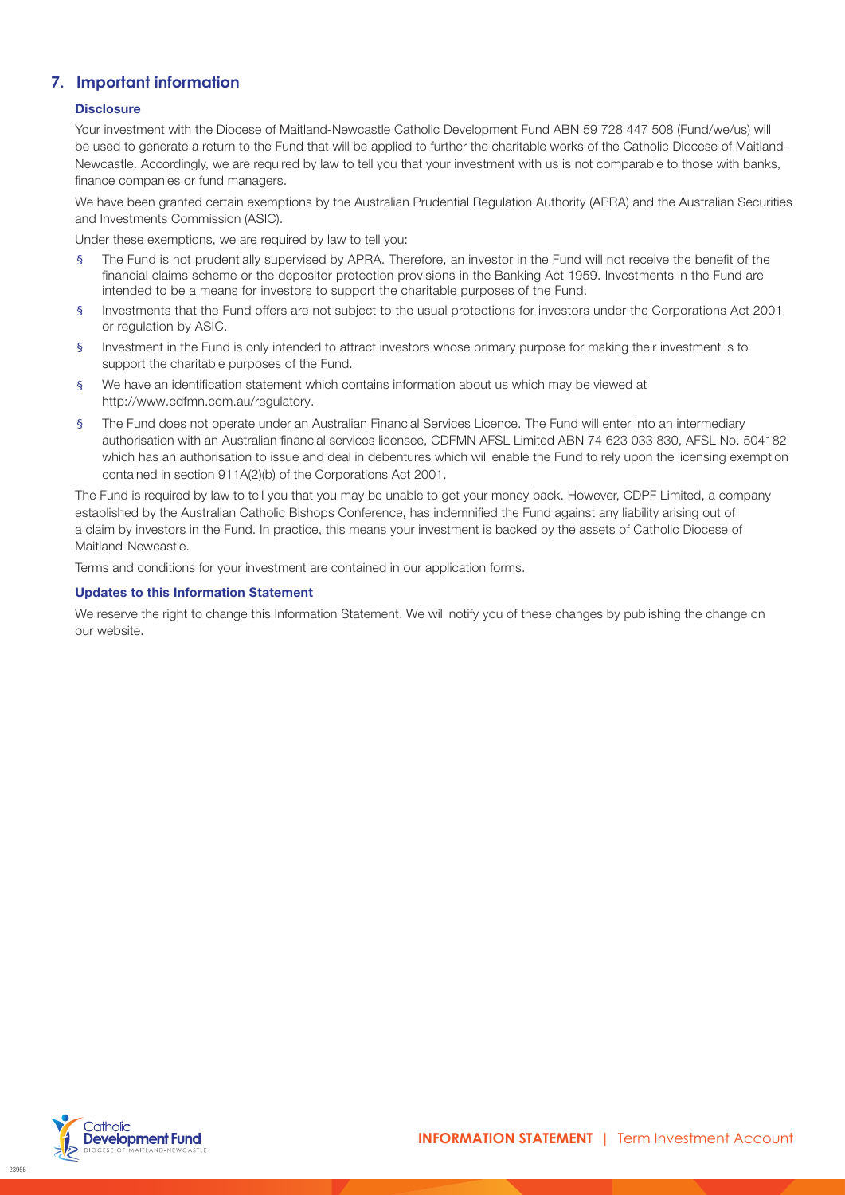## 7. Important information

### Disclosure

Your investment with the Diocese of Maitland-Newcastle Catholic Development Fund ABN 59 728 447 508 (Fund/we/us) will be used to generate a return to the Fund that will be applied to further the charitable works of the Catholic Diocese of Maitland-Newcastle. Accordingly, we are required by law to tell you that your investment with us is not comparable to those with banks, finance companies or fund managers.

We have been granted certain exemptions by the Australian Prudential Regulation Authority (APRA) and the Australian Securities and Investments Commission (ASIC).

Under these exemptions, we are required by law to tell you:

- The Fund is not prudentially supervised by APRA. Therefore, an investor in the Fund will not receive the benefit of the financial claims scheme or the depositor protection provisions in the Banking Act 1959. Investments in the Fund are intended to be a means for investors to support the charitable purposes of the Fund.
- Investments that the Fund offers are not subject to the usual protections for investors under the Corporations Act 2001 or regulation by ASIC.
- Investment in the Fund is only intended to attract investors whose primary purpose for making their investment is to support the charitable purposes of the Fund.
- We have an identification statement which contains information about us which may be viewed at http://www.cdfmn.com.au/regulatory.
- The Fund does not operate under an Australian Financial Services Licence. The Fund will enter into an intermediary authorisation with an Australian financial services licensee, CDFMN AFSL Limited ABN 74 623 033 830, AFSL No. 504182 which has an authorisation to issue and deal in debentures which will enable the Fund to rely upon the licensing exemption contained in section 911A(2)(b) of the Corporations Act 2001.

The Fund is required by law to tell you that you may be unable to get your money back. However, CDPF Limited, a company established by the Australian Catholic Bishops Conference, has indemnified the Fund against any liability arising out of a claim by investors in the Fund. In practice, this means your investment is backed by the assets of Catholic Diocese of Maitland-Newcastle.

Terms and conditions for your investment are contained in our application forms.

### Updates to this Information Statement

We reserve the right to change this Information Statement. We will notify you of these changes by publishing the change on our website.